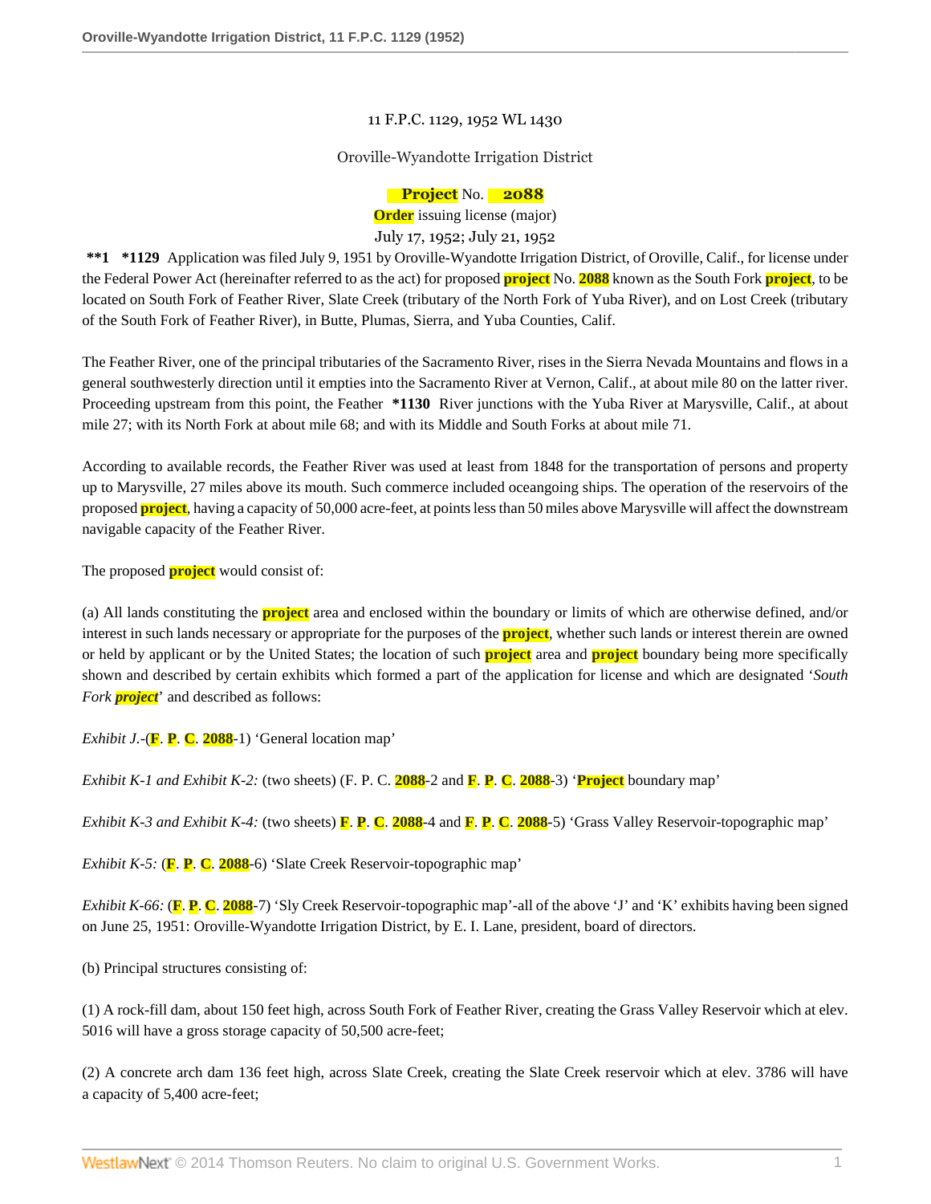11 F.P.C. 1129, 1952 WL 1430

Oroville-Wyandotte Irrigation District

**Project No. 2088**

**Order** issuing license (major)

July 17, 1952; July 21, 1952

**\*\*1 \*1129** Application was filed July 9, 1951 by Oroville-Wyandotte Irrigation District, of Oroville, Calif., for license under the Federal Power Act (hereinafter referred to as the act) for proposed project No. 2088 known as the South Fork project, to be located on South Fork of Feather River, Slate Creek (tributary of the North Fork of Yuba River), and on Lost Creek (tributary of the South Fork of Feather River), in Butte, Plumas, Sierra, and Yuba Counties, Calif.

The Feather River, one of the principal tributaries of the Sacramento River, rises in the Sierra Nevada Mountains and flows in a general southwesterly direction until it empties into the Sacramento River at Vernon, Calif., at about mile 80 on the latter river. Proceeding upstream from this point, the Feather **\*1130** River junctions with the Yuba River at Marysville, Calif., at about mile 27; with its North Fork at about mile 68; and with its Middle and South Forks at about mile 71.

According to available records, the Feather River was used at least from 1848 for the transportation of persons and property up to Marysville, 27 miles above its mouth. Such commerce included oceangoing ships. The operation of the reservoirs of the proposed project, having a capacity of 50,000 acre-feet, at points less than 50 miles above Marysville will affect the downstream navigable capacity of the Feather River.

The proposed project would consist of:

(a) All lands constituting the project area and enclosed within the boundary or limits of which are otherwise defined, and/or interest in such lands necessary or appropriate for the purposes of the project, whether such lands or interest therein are owned or held by applicant or by the United States; the location of such project area and project boundary being more specifically shown and described by certain exhibits which formed a part of the application for license and which are designated '*South Fork project*' and described as follows:

*Exhibit J.*-(F. P. C. 2088-1) 'General location map'

*Exhibit K-1 and Exhibit K-2:* (two sheets) (F. P. C. 2088-2 and F. P. C. 2088-3) 'Project boundary map'

*Exhibit K-3 and Exhibit K-4:* (two sheets) F. P. C. 2088-4 and F. P. C. 2088-5) 'Grass Valley Reservoir-topographic map'

*Exhibit K-5:* (F. P. C. 2088-6) 'Slate Creek Reservoir-topographic map'

*Exhibit K-66:* (F. P. C. 2088-7) 'Sly Creek Reservoir-topographic map'-all of the above 'J' and 'K' exhibits having been signed on June 25, 1951: Oroville-Wyandotte Irrigation District, by E. I. Lane, president, board of directors.

(b) Principal structures consisting of:

(1) A rock-fill dam, about 150 feet high, across South Fork of Feather River, creating the Grass Valley Reservoir which at elev. 5016 will have a gross storage capacity of 50,500 acre-feet;

(2) A concrete arch dam 136 feet high, across Slate Creek, creating the Slate Creek reservoir which at elev. 3786 will have a capacity of 5,400 acre-feet;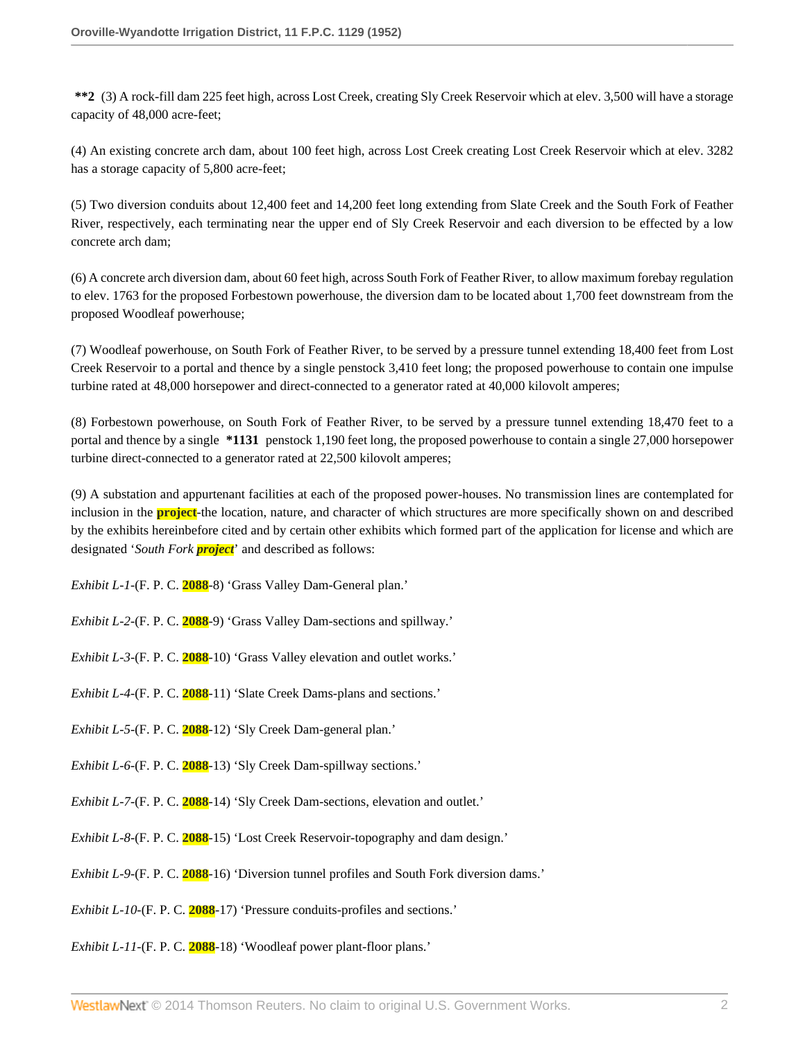**\*\*2** (3) A rock-fill dam 225 feet high, across Lost Creek, creating Sly Creek Reservoir which at elev. 3,500 will have a storage capacity of 48,000 acre-feet;

(4) An existing concrete arch dam, about 100 feet high, across Lost Creek creating Lost Creek Reservoir which at elev. 3282 has a storage capacity of 5,800 acre-feet;

(5) Two diversion conduits about 12,400 feet and 14,200 feet long extending from Slate Creek and the South Fork of Feather River, respectively, each terminating near the upper end of Sly Creek Reservoir and each diversion to be effected by a low concrete arch dam;

(6) A concrete arch diversion dam, about 60 feet high, across South Fork of Feather River, to allow maximum forebay regulation to elev. 1763 for the proposed Forbestown powerhouse, the diversion dam to be located about 1,700 feet downstream from the proposed Woodleaf powerhouse;

(7) Woodleaf powerhouse, on South Fork of Feather River, to be served by a pressure tunnel extending 18,400 feet from Lost Creek Reservoir to a portal and thence by a single penstock 3,410 feet long; the proposed powerhouse to contain one impulse turbine rated at 48,000 horsepower and direct-connected to a generator rated at 40,000 kilovolt amperes;

(8) Forbestown powerhouse, on South Fork of Feather River, to be served by a pressure tunnel extending 18,470 feet to a portal and thence by a single **\*1131** penstock 1,190 feet long, the proposed powerhouse to contain a single 27,000 horsepower turbine direct-connected to a generator rated at 22,500 kilovolt amperes;

(9) A substation and appurtenant facilities at each of the proposed power-houses. No transmission lines are contemplated for inclusion in the project-the location, nature, and character of which structures are more specifically shown on and described by the exhibits hereinbefore cited and by certain other exhibits which formed part of the application for license and which are designated '*South Fork project*' and described as follows:

*Exhibit L-1*-(F. P. C. 2088-8) 'Grass Valley Dam-General plan.'

*Exhibit L-2*-(F. P. C. 2088-9) 'Grass Valley Dam-sections and spillway.'

*Exhibit L-3*-(F. P. C. 2088-10) 'Grass Valley elevation and outlet works.'

*Exhibit L-4*-(F. P. C. 2088-11) 'Slate Creek Dams-plans and sections.'

*Exhibit L-5*-(F. P. C. 2088-12) 'Sly Creek Dam-general plan.'

*Exhibit L-6*-(F. P. C. 2088-13) 'Sly Creek Dam-spillway sections.'

*Exhibit L-7*-(F. P. C. 2088-14) 'Sly Creek Dam-sections, elevation and outlet.'

*Exhibit L-8*-(F. P. C. 2088-15) 'Lost Creek Reservoir-topography and dam design.'

*Exhibit L-9*-(F. P. C. 2088-16) 'Diversion tunnel profiles and South Fork diversion dams.'

*Exhibit L-10*-(F. P. C. 2088-17) 'Pressure conduits-profiles and sections.'

*Exhibit L-11*-(F. P. C. 2088-18) 'Woodleaf power plant-floor plans.'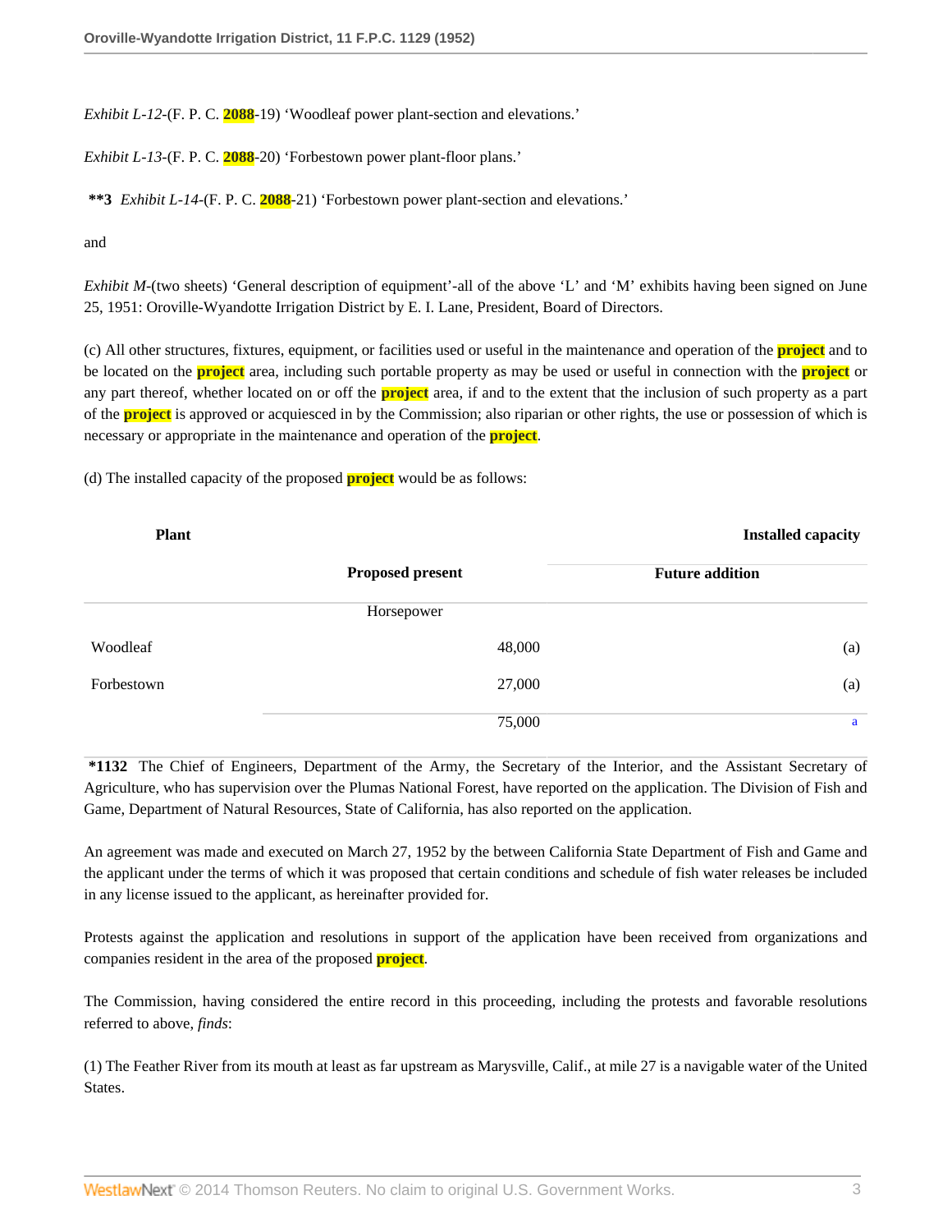*Exhibit L-12*-(F. P. C. 2088-19) 'Woodleaf power plant-section and elevations.'

*Exhibit L-13*-(F. P. C. 2088-20) 'Forbestown power plant-floor plans.'

**\*\*3** *Exhibit L-14*-(F. P. C. 2088-21) 'Forbestown power plant-section and elevations.'

and

*Exhibit M*-(two sheets) 'General description of equipment'-all of the above 'L' and 'M' exhibits having been signed on June 25, 1951: Oroville-Wyandotte Irrigation District by E. I. Lane, President, Board of Directors.

(c) All other structures, fixtures, equipment, or facilities used or useful in the maintenance and operation of the project and to be located on the project area, including such portable property as may be used or useful in connection with the project or any part thereof, whether located on or off the project area, if and to the extent that the inclusion of such property as a part of the project is approved or acquiesced in by the Commission; also riparian or other rights, the use or possession of which is necessary or appropriate in the maintenance and operation of the project.

(d) The installed capacity of the proposed project would be as follows:

| Plant | Installed capacity | |
|---|---|---|
| | Proposed present | Future addition |
| | Horsepower | |
| Woodleaf | 48,000 | (a) |
| Forbestown | 27,000 | (a) |
| | 75,000 | a |

**\*1132** The Chief of Engineers, Department of the Army, the Secretary of the Interior, and the Assistant Secretary of Agriculture, who has supervision over the Plumas National Forest, have reported on the application. The Division of Fish and Game, Department of Natural Resources, State of California, has also reported on the application.

An agreement was made and executed on March 27, 1952 by the between California State Department of Fish and Game and the applicant under the terms of which it was proposed that certain conditions and schedule of fish water releases be included in any license issued to the applicant, as hereinafter provided for.

Protests against the application and resolutions in support of the application have been received from organizations and companies resident in the area of the proposed project.

The Commission, having considered the entire record in this proceeding, including the protests and favorable resolutions referred to above, *finds*:

(1) The Feather River from its mouth at least as far upstream as Marysville, Calif., at mile 27 is a navigable water of the United States.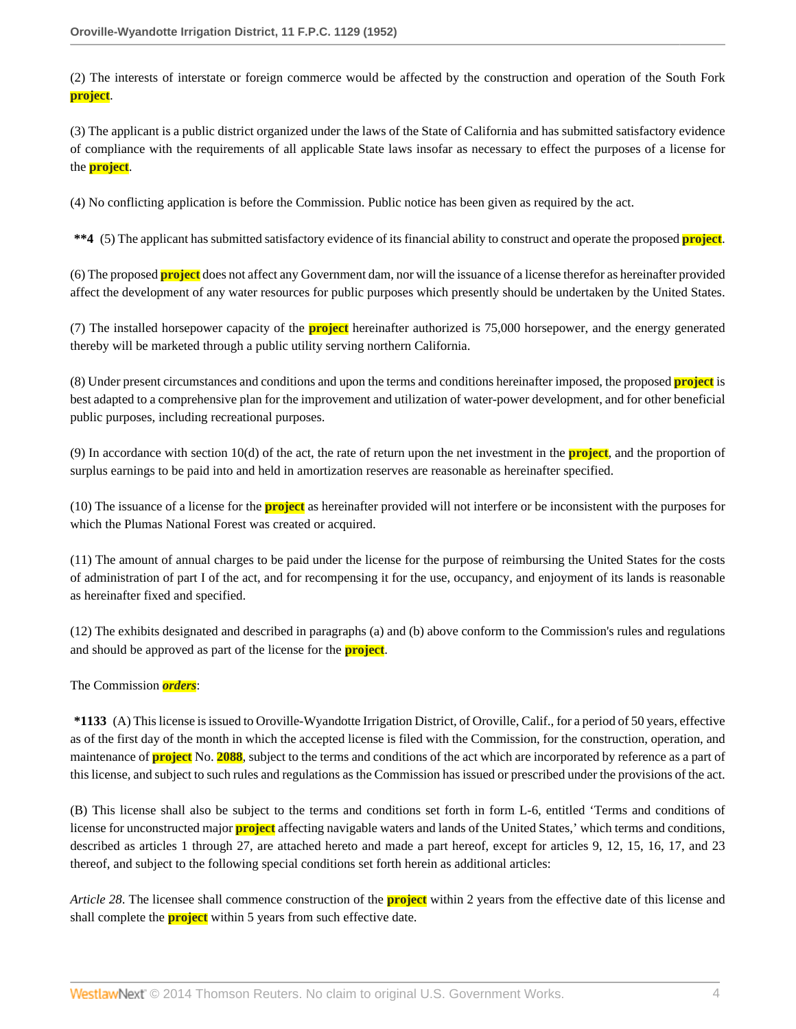(2) The interests of interstate or foreign commerce would be affected by the construction and operation of the South Fork project.

(3) The applicant is a public district organized under the laws of the State of California and has submitted satisfactory evidence of compliance with the requirements of all applicable State laws insofar as necessary to effect the purposes of a license for the project.

(4) No conflicting application is before the Commission. Public notice has been given as required by the act.

**\*\*4** (5) The applicant has submitted satisfactory evidence of its financial ability to construct and operate the proposed project.

(6) The proposed project does not affect any Government dam, nor will the issuance of a license therefor as hereinafter provided affect the development of any water resources for public purposes which presently should be undertaken by the United States.

(7) The installed horsepower capacity of the project hereinafter authorized is 75,000 horsepower, and the energy generated thereby will be marketed through a public utility serving northern California.

(8) Under present circumstances and conditions and upon the terms and conditions hereinafter imposed, the proposed project is best adapted to a comprehensive plan for the improvement and utilization of water-power development, and for other beneficial public purposes, including recreational purposes.

(9) In accordance with section 10(d) of the act, the rate of return upon the net investment in the project, and the proportion of surplus earnings to be paid into and held in amortization reserves are reasonable as hereinafter specified.

(10) The issuance of a license for the project as hereinafter provided will not interfere or be inconsistent with the purposes for which the Plumas National Forest was created or acquired.

(11) The amount of annual charges to be paid under the license for the purpose of reimbursing the United States for the costs of administration of part I of the act, and for recompensing it for the use, occupancy, and enjoyment of its lands is reasonable as hereinafter fixed and specified.

(12) The exhibits designated and described in paragraphs (a) and (b) above conform to the Commission's rules and regulations and should be approved as part of the license for the project.

The Commission ***orders***:

**\*1133** (A) This license is issued to Oroville-Wyandotte Irrigation District, of Oroville, Calif., for a period of 50 years, effective as of the first day of the month in which the accepted license is filed with the Commission, for the construction, operation, and maintenance of project No. 2088, subject to the terms and conditions of the act which are incorporated by reference as a part of this license, and subject to such rules and regulations as the Commission has issued or prescribed under the provisions of the act.

(B) This license shall also be subject to the terms and conditions set forth in form L-6, entitled 'Terms and conditions of license for unconstructed major project affecting navigable waters and lands of the United States,' which terms and conditions, described as articles 1 through 27, are attached hereto and made a part hereof, except for articles 9, 12, 15, 16, 17, and 23 thereof, and subject to the following special conditions set forth herein as additional articles:

*Article 28*. The licensee shall commence construction of the project within 2 years from the effective date of this license and shall complete the project within 5 years from such effective date.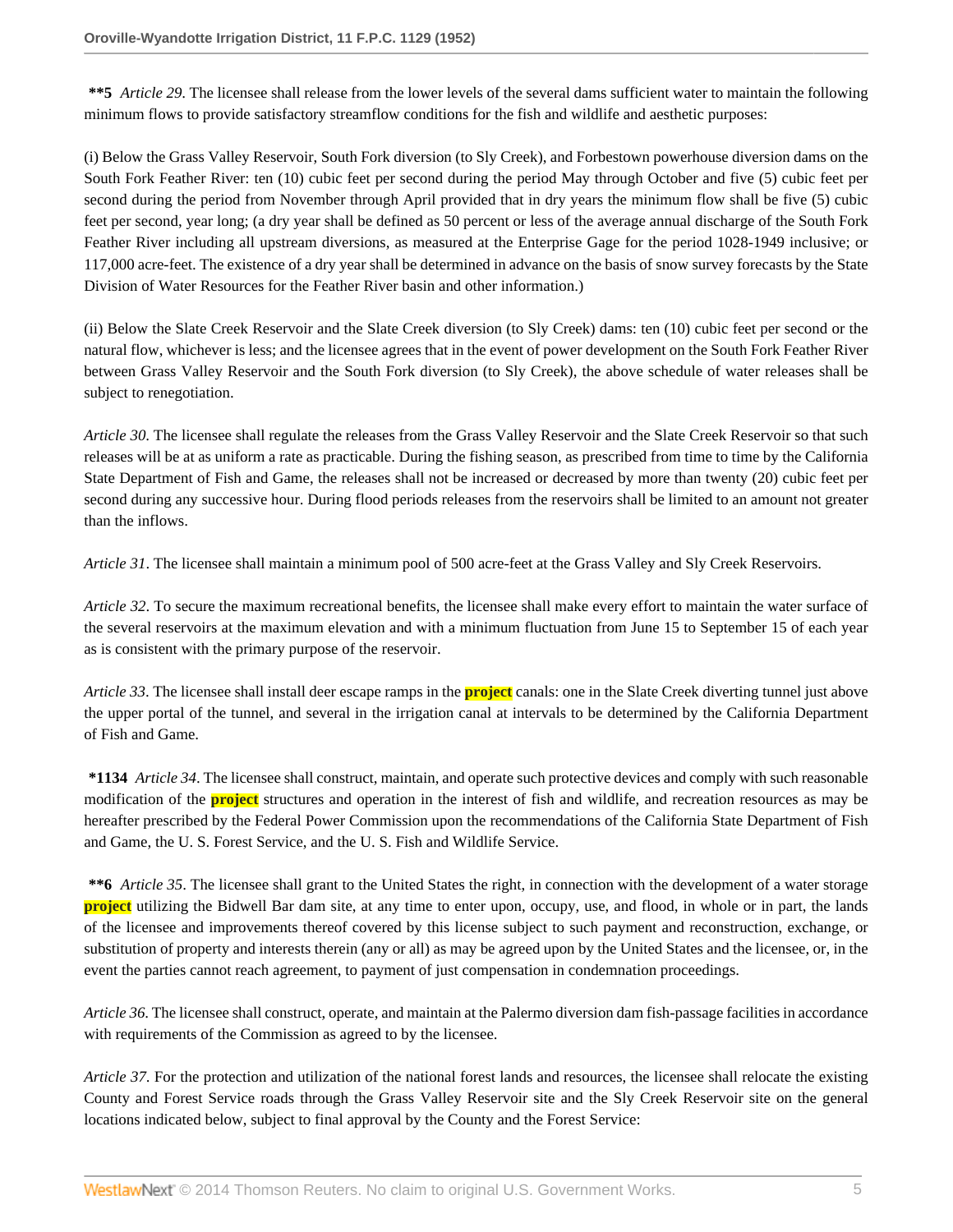**\*\*5** *Article 29*. The licensee shall release from the lower levels of the several dams sufficient water to maintain the following minimum flows to provide satisfactory streamflow conditions for the fish and wildlife and aesthetic purposes:

(i) Below the Grass Valley Reservoir, South Fork diversion (to Sly Creek), and Forbestown powerhouse diversion dams on the South Fork Feather River: ten (10) cubic feet per second during the period May through October and five (5) cubic feet per second during the period from November through April provided that in dry years the minimum flow shall be five (5) cubic feet per second, year long; (a dry year shall be defined as 50 percent or less of the average annual discharge of the South Fork Feather River including all upstream diversions, as measured at the Enterprise Gage for the period 1028-1949 inclusive; or 117,000 acre-feet. The existence of a dry year shall be determined in advance on the basis of snow survey forecasts by the State Division of Water Resources for the Feather River basin and other information.)

(ii) Below the Slate Creek Reservoir and the Slate Creek diversion (to Sly Creek) dams: ten (10) cubic feet per second or the natural flow, whichever is less; and the licensee agrees that in the event of power development on the South Fork Feather River between Grass Valley Reservoir and the South Fork diversion (to Sly Creek), the above schedule of water releases shall be subject to renegotiation.

*Article 30*. The licensee shall regulate the releases from the Grass Valley Reservoir and the Slate Creek Reservoir so that such releases will be at as uniform a rate as practicable. During the fishing season, as prescribed from time to time by the California State Department of Fish and Game, the releases shall not be increased or decreased by more than twenty (20) cubic feet per second during any successive hour. During flood periods releases from the reservoirs shall be limited to an amount not greater than the inflows.

*Article 31*. The licensee shall maintain a minimum pool of 500 acre-feet at the Grass Valley and Sly Creek Reservoirs.

*Article 32*. To secure the maximum recreational benefits, the licensee shall make every effort to maintain the water surface of the several reservoirs at the maximum elevation and with a minimum fluctuation from June 15 to September 15 of each year as is consistent with the primary purpose of the reservoir.

*Article 33*. The licensee shall install deer escape ramps in the project canals: one in the Slate Creek diverting tunnel just above the upper portal of the tunnel, and several in the irrigation canal at intervals to be determined by the California Department of Fish and Game.

**\*1134** *Article 34*. The licensee shall construct, maintain, and operate such protective devices and comply with such reasonable modification of the project structures and operation in the interest of fish and wildlife, and recreation resources as may be hereafter prescribed by the Federal Power Commission upon the recommendations of the California State Department of Fish and Game, the U. S. Forest Service, and the U. S. Fish and Wildlife Service.

**\*\*6** *Article 35*. The licensee shall grant to the United States the right, in connection with the development of a water storage project utilizing the Bidwell Bar dam site, at any time to enter upon, occupy, use, and flood, in whole or in part, the lands of the licensee and improvements thereof covered by this license subject to such payment and reconstruction, exchange, or substitution of property and interests therein (any or all) as may be agreed upon by the United States and the licensee, or, in the event the parties cannot reach agreement, to payment of just compensation in condemnation proceedings.

*Article 36*. The licensee shall construct, operate, and maintain at the Palermo diversion dam fish-passage facilities in accordance with requirements of the Commission as agreed to by the licensee.

*Article 37*. For the protection and utilization of the national forest lands and resources, the licensee shall relocate the existing County and Forest Service roads through the Grass Valley Reservoir site and the Sly Creek Reservoir site on the general locations indicated below, subject to final approval by the County and the Forest Service: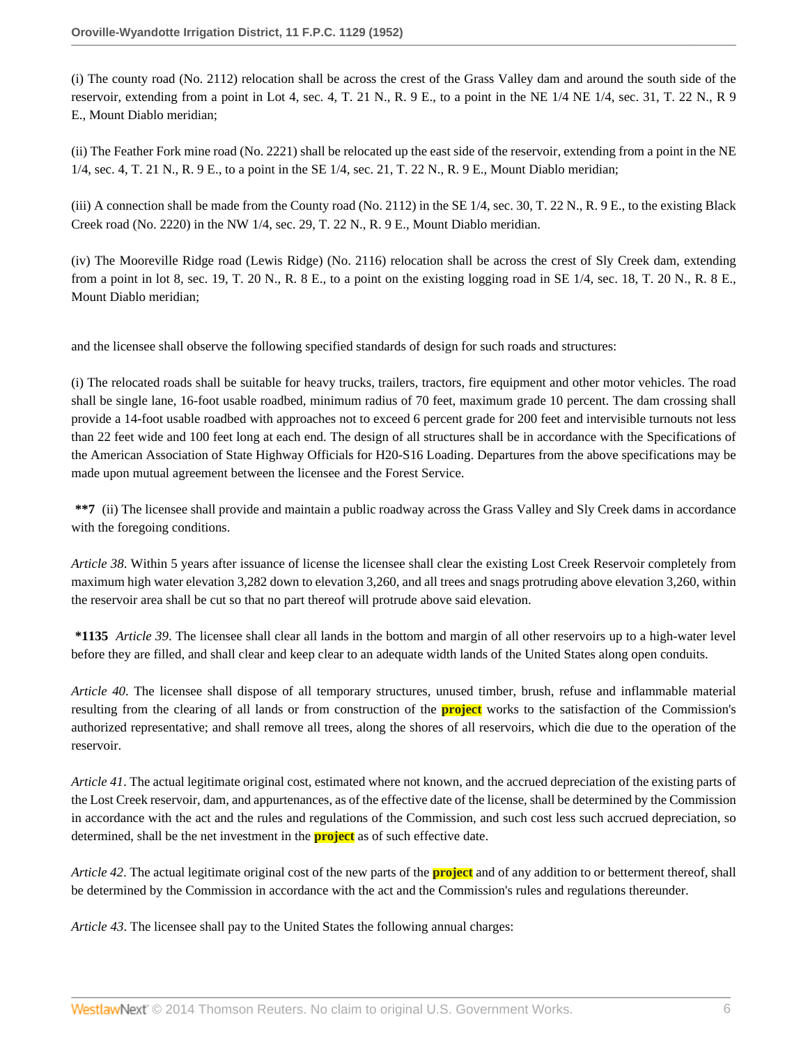(i) The county road (No. 2112) relocation shall be across the crest of the Grass Valley dam and around the south side of the reservoir, extending from a point in Lot 4, sec. 4, T. 21 N., R. 9 E., to a point in the NE 1/4 NE 1/4, sec. 31, T. 22 N., R 9 E., Mount Diablo meridian;

(ii) The Feather Fork mine road (No. 2221) shall be relocated up the east side of the reservoir, extending from a point in the NE 1/4, sec. 4, T. 21 N., R. 9 E., to a point in the SE 1/4, sec. 21, T. 22 N., R. 9 E., Mount Diablo meridian;

(iii) A connection shall be made from the County road (No. 2112) in the SE 1/4, sec. 30, T. 22 N., R. 9 E., to the existing Black Creek road (No. 2220) in the NW 1/4, sec. 29, T. 22 N., R. 9 E., Mount Diablo meridian.

(iv) The Mooreville Ridge road (Lewis Ridge) (No. 2116) relocation shall be across the crest of Sly Creek dam, extending from a point in lot 8, sec. 19, T. 20 N., R. 8 E., to a point on the existing logging road in SE 1/4, sec. 18, T. 20 N., R. 8 E., Mount Diablo meridian;

and the licensee shall observe the following specified standards of design for such roads and structures:

(i) The relocated roads shall be suitable for heavy trucks, trailers, tractors, fire equipment and other motor vehicles. The road shall be single lane, 16-foot usable roadbed, minimum radius of 70 feet, maximum grade 10 percent. The dam crossing shall provide a 14-foot usable roadbed with approaches not to exceed 6 percent grade for 200 feet and intervisible turnouts not less than 22 feet wide and 100 feet long at each end. The design of all structures shall be in accordance with the Specifications of the American Association of State Highway Officials for H20-S16 Loading. Departures from the above specifications may be made upon mutual agreement between the licensee and the Forest Service.

**\*\*7** (ii) The licensee shall provide and maintain a public roadway across the Grass Valley and Sly Creek dams in accordance with the foregoing conditions.

*Article 38*. Within 5 years after issuance of license the licensee shall clear the existing Lost Creek Reservoir completely from maximum high water elevation 3,282 down to elevation 3,260, and all trees and snags protruding above elevation 3,260, within the reservoir area shall be cut so that no part thereof will protrude above said elevation.

**\*1135** *Article 39*. The licensee shall clear all lands in the bottom and margin of all other reservoirs up to a high-water level before they are filled, and shall clear and keep clear to an adequate width lands of the United States along open conduits.

*Article 40*. The licensee shall dispose of all temporary structures, unused timber, brush, refuse and inflammable material resulting from the clearing of all lands or from construction of the **project** works to the satisfaction of the Commission's authorized representative; and shall remove all trees, along the shores of all reservoirs, which die due to the operation of the reservoir.

*Article 41*. The actual legitimate original cost, estimated where not known, and the accrued depreciation of the existing parts of the Lost Creek reservoir, dam, and appurtenances, as of the effective date of the license, shall be determined by the Commission in accordance with the act and the rules and regulations of the Commission, and such cost less such accrued depreciation, so determined, shall be the net investment in the **project** as of such effective date.

*Article 42*. The actual legitimate original cost of the new parts of the **project** and of any addition to or betterment thereof, shall be determined by the Commission in accordance with the act and the Commission's rules and regulations thereunder.

*Article 43*. The licensee shall pay to the United States the following annual charges: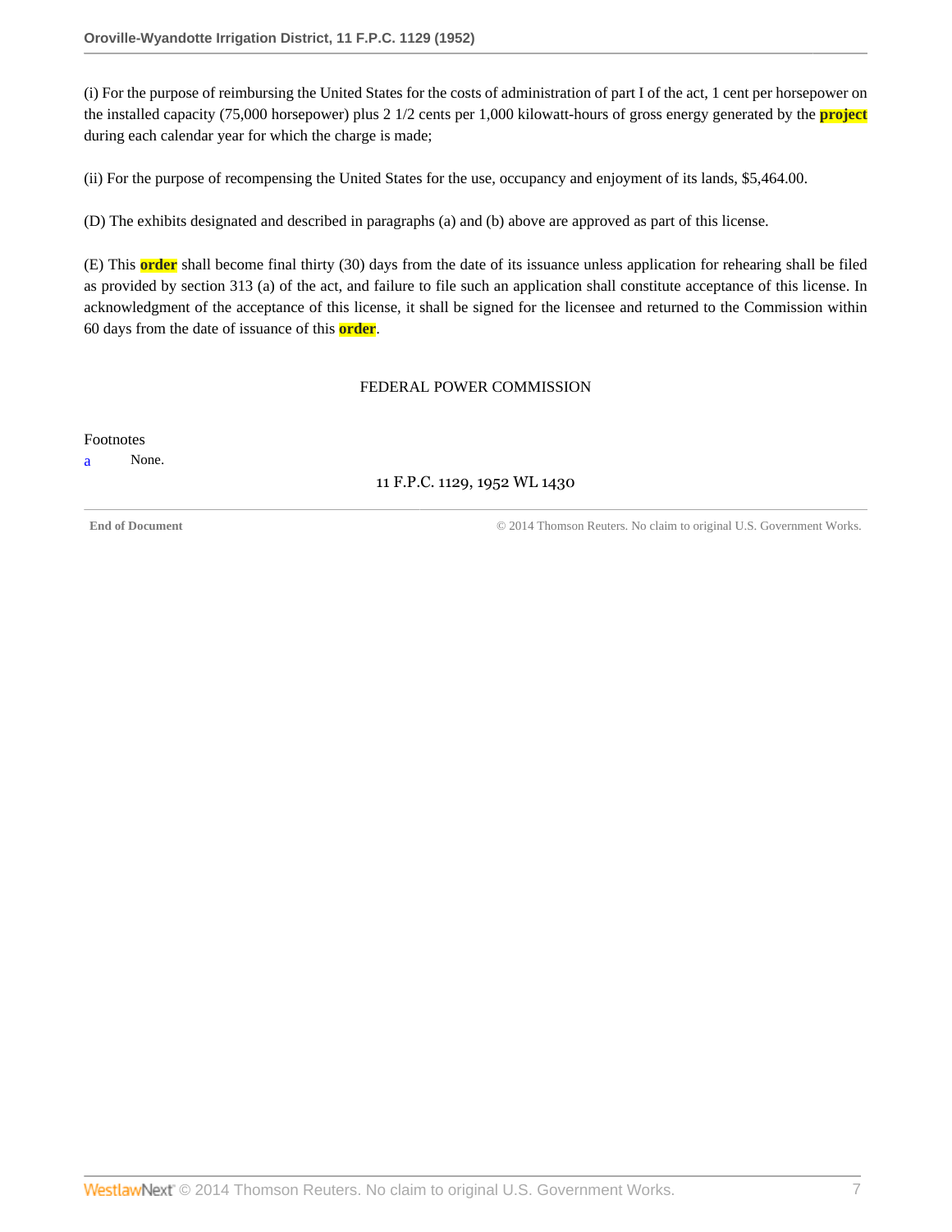(i) For the purpose of reimbursing the United States for the costs of administration of part I of the act, 1 cent per horsepower on the installed capacity (75,000 horsepower) plus 2 1/2 cents per 1,000 kilowatt-hours of gross energy generated by the **project** during each calendar year for which the charge is made;

(ii) For the purpose of recompensing the United States for the use, occupancy and enjoyment of its lands, $5,464.00.

(D) The exhibits designated and described in paragraphs (a) and (b) above are approved as part of this license.

(E) This **order** shall become final thirty (30) days from the date of its issuance unless application for rehearing shall be filed as provided by section 313 (a) of the act, and failure to file such an application shall constitute acceptance of this license. In acknowledgment of the acceptance of this license, it shall be signed for the licensee and returned to the Commission within 60 days from the date of issuance of this **order**.

FEDERAL POWER COMMISSION

Footnotes

a None.

11 F.P.C. 1129, 1952 WL 1430

End of Document © 2014 Thomson Reuters. No claim to original U.S. Government Works.